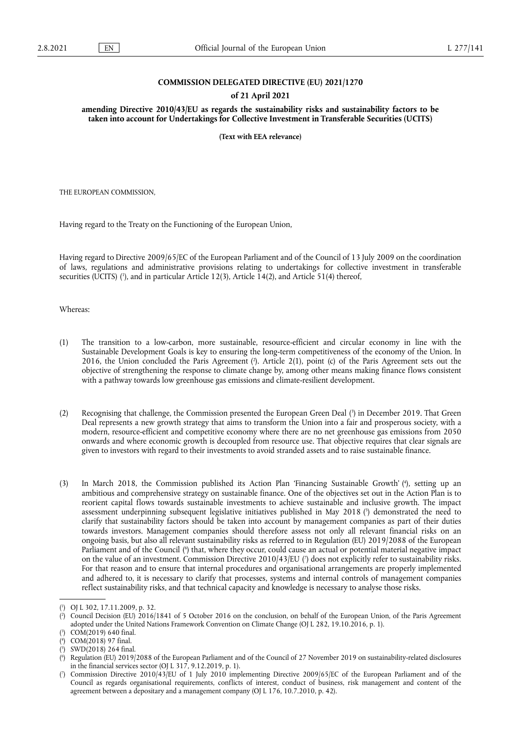**COMMISSION DELEGATED DIRECTIVE (EU) 2021/1270**

**of 21 April 2021**

**amending Directive 2010/43/EU as regards the sustainability risks and sustainability factors to be taken into account for Undertakings for Collective Investment in Transferable Securities (UCITS)**

**(Text with EEA relevance)**

THE EUROPEAN COMMISSION,

Having regard to the Treaty on the Functioning of the European Union,

Having regard to Directive 2009/65/EC of the European Parliament and of the Council of 13 July 2009 on the coordination of laws, regulations and administrative provisions relating to undertakings for collective investment in transferable securities (UCITS) [1], and in particular Article 12(3), Article 14(2), and Article 51(4) thereof,

Whereas:

(1) The transition to a low-carbon, more sustainable, resource-efficient and circular economy in line with the Sustainable Development Goals is key to ensuring the long-term competitiveness of the economy of the Union. In 2016, the Union concluded the Paris Agreement [2]. Article 2(1), point (c) of the Paris Agreement sets out the objective of strengthening the response to climate change by, among other means making finance flows consistent with a pathway towards low greenhouse gas emissions and climate-resilient development.

(2) Recognising that challenge, the Commission presented the European Green Deal [3] in December 2019. That Green Deal represents a new growth strategy that aims to transform the Union into a fair and prosperous society, with a modern, resource-efficient and competitive economy where there are no net greenhouse gas emissions from 2050 onwards and where economic growth is decoupled from resource use. That objective requires that clear signals are given to investors with regard to their investments to avoid stranded assets and to raise sustainable finance.

(3) In March 2018, the Commission published its Action Plan 'Financing Sustainable Growth' [4], setting up an ambitious and comprehensive strategy on sustainable finance. One of the objectives set out in the Action Plan is to reorient capital flows towards sustainable investments to achieve sustainable and inclusive growth. The impact assessment underpinning subsequent legislative initiatives published in May 2018 [5] demonstrated the need to clarify that sustainability factors should be taken into account by management companies as part of their duties towards investors. Management companies should therefore assess not only all relevant financial risks on an ongoing basis, but also all relevant sustainability risks as referred to in Regulation (EU) 2019/2088 of the European Parliament and of the Council [6] that, where they occur, could cause an actual or potential material negative impact on the value of an investment. Commission Directive 2010/43/EU [7] does not explicitly refer to sustainability risks. For that reason and to ensure that internal procedures and organisational arrangements are properly implemented and adhered to, it is necessary to clarify that processes, systems and internal controls of management companies reflect sustainability risks, and that technical capacity and knowledge is necessary to analyse those risks.

---

[1] OJ L 302, 17.11.2009, p. 32.

[2] Council Decision (EU) 2016/1841 of 5 October 2016 on the conclusion, on behalf of the European Union, of the Paris Agreement adopted under the United Nations Framework Convention on Climate Change (OJ L 282, 19.10.2016, p. 1).

[3] COM(2019) 640 final.

[4] COM(2018) 97 final.

[5] SWD(2018) 264 final.

[6] Regulation (EU) 2019/2088 of the European Parliament and of the Council of 27 November 2019 on sustainability-related disclosures in the financial services sector (OJ L 317, 9.12.2019, p. 1).

[7] Commission Directive 2010/43/EU of 1 July 2010 implementing Directive 2009/65/EC of the European Parliament and of the Council as regards organisational requirements, conflicts of interest, conduct of business, risk management and content of the agreement between a depositary and a management company (OJ L 176, 10.7.2010, p. 42).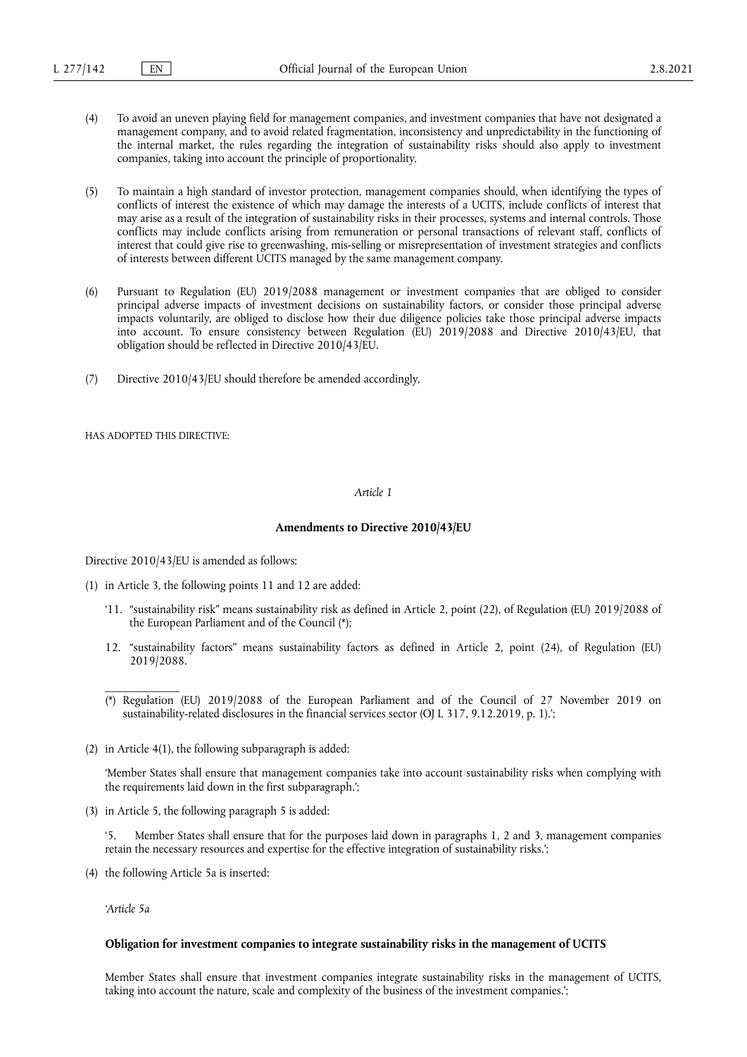(4) To avoid an uneven playing field for management companies, and investment companies that have not designated a management company, and to avoid related fragmentation, inconsistency and unpredictability in the functioning of the internal market, the rules regarding the integration of sustainability risks should also apply to investment companies, taking into account the principle of proportionality.

(5) To maintain a high standard of investor protection, management companies should, when identifying the types of conflicts of interest the existence of which may damage the interests of a UCITS, include conflicts of interest that may arise as a result of the integration of sustainability risks in their processes, systems and internal controls. Those conflicts may include conflicts arising from remuneration or personal transactions of relevant staff, conflicts of interest that could give rise to greenwashing, mis-selling or misrepresentation of investment strategies and conflicts of interests between different UCITS managed by the same management company.

(6) Pursuant to Regulation (EU) 2019/2088 management or investment companies that are obliged to consider principal adverse impacts of investment decisions on sustainability factors, or consider those principal adverse impacts voluntarily, are obliged to disclose how their due diligence policies take those principal adverse impacts into account. To ensure consistency between Regulation (EU) 2019/2088 and Directive 2010/43/EU, that obligation should be reflected in Directive 2010/43/EU.

(7) Directive 2010/43/EU should therefore be amended accordingly,

HAS ADOPTED THIS DIRECTIVE:

*Article 1*

**Amendments to Directive 2010/43/EU**

Directive 2010/43/EU is amended as follows:

(1) in Article 3, the following points 11 and 12 are added:

‘11. “sustainability risk” means sustainability risk as defined in Article 2, point (22), of Regulation (EU) 2019/2088 of the European Parliament and of the Council (*);

12. “sustainability factors” means sustainability factors as defined in Article 2, point (24), of Regulation (EU) 2019/2088.

(*) Regulation (EU) 2019/2088 of the European Parliament and of the Council of 27 November 2019 on sustainability-related disclosures in the financial services sector (OJ L 317, 9.12.2019, p. 1).’;

(2) in Article 4(1), the following subparagraph is added:

‘Member States shall ensure that management companies take into account sustainability risks when complying with the requirements laid down in the first subparagraph.’;

(3) in Article 5, the following paragraph 5 is added:

‘5. Member States shall ensure that for the purposes laid down in paragraphs 1, 2 and 3, management companies retain the necessary resources and expertise for the effective integration of sustainability risks.’;

(4) the following Article 5a is inserted:

‘*Article 5a*

**Obligation for investment companies to integrate sustainability risks in the management of UCITS**

Member States shall ensure that investment companies integrate sustainability risks in the management of UCITS, taking into account the nature, scale and complexity of the business of the investment companies.’;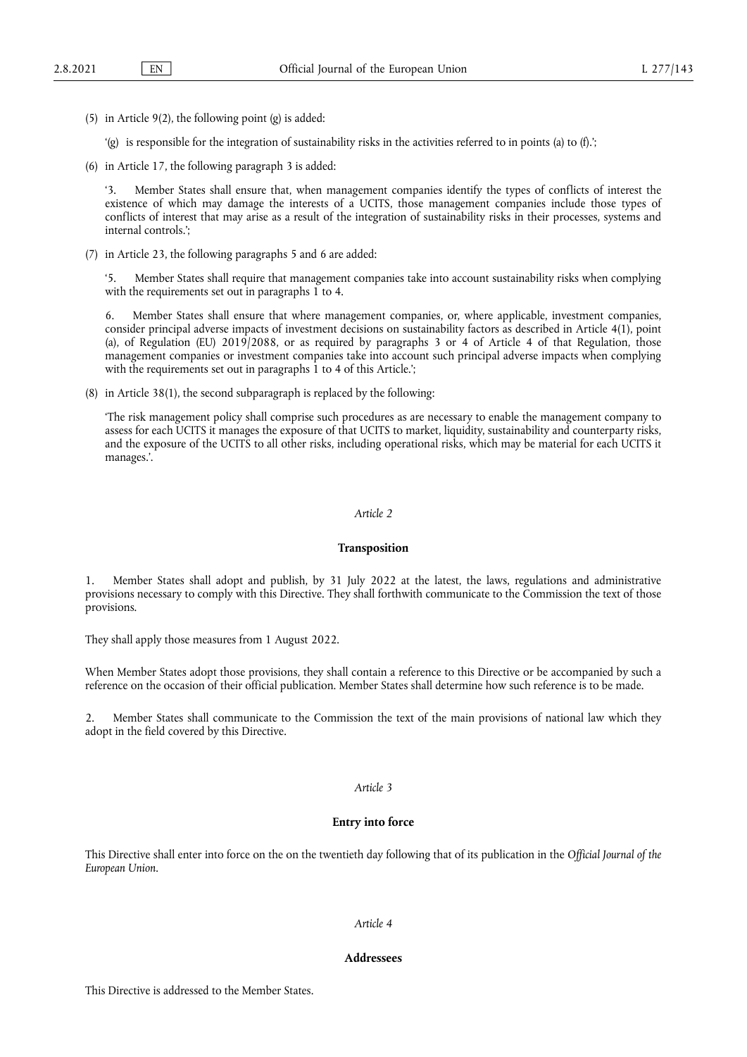(5) in Article 9(2), the following point (g) is added:

'(g) is responsible for the integration of sustainability risks in the activities referred to in points (a) to (f).';

(6) in Article 17, the following paragraph 3 is added:

'3. Member States shall ensure that, when management companies identify the types of conflicts of interest the existence of which may damage the interests of a UCITS, those management companies include those types of conflicts of interest that may arise as a result of the integration of sustainability risks in their processes, systems and internal controls.';

(7) in Article 23, the following paragraphs 5 and 6 are added:

'5. Member States shall require that management companies take into account sustainability risks when complying with the requirements set out in paragraphs 1 to 4.

6. Member States shall ensure that where management companies, or, where applicable, investment companies, consider principal adverse impacts of investment decisions on sustainability factors as described in Article 4(1), point (a), of Regulation (EU) 2019/2088, or as required by paragraphs 3 or 4 of Article 4 of that Regulation, those management companies or investment companies take into account such principal adverse impacts when complying with the requirements set out in paragraphs 1 to 4 of this Article.';

(8) in Article 38(1), the second subparagraph is replaced by the following:

'The risk management policy shall comprise such procedures as are necessary to enable the management company to assess for each UCITS it manages the exposure of that UCITS to market, liquidity, sustainability and counterparty risks, and the exposure of the UCITS to all other risks, including operational risks, which may be material for each UCITS it manages.'.

*Article 2*

**Transposition**

1. Member States shall adopt and publish, by 31 July 2022 at the latest, the laws, regulations and administrative provisions necessary to comply with this Directive. They shall forthwith communicate to the Commission the text of those provisions.

They shall apply those measures from 1 August 2022.

When Member States adopt those provisions, they shall contain a reference to this Directive or be accompanied by such a reference on the occasion of their official publication. Member States shall determine how such reference is to be made.

2. Member States shall communicate to the Commission the text of the main provisions of national law which they adopt in the field covered by this Directive.

*Article 3*

**Entry into force**

This Directive shall enter into force on the on the twentieth day following that of its publication in the *Official Journal of the European Union*.

*Article 4*

**Addressees**

This Directive is addressed to the Member States.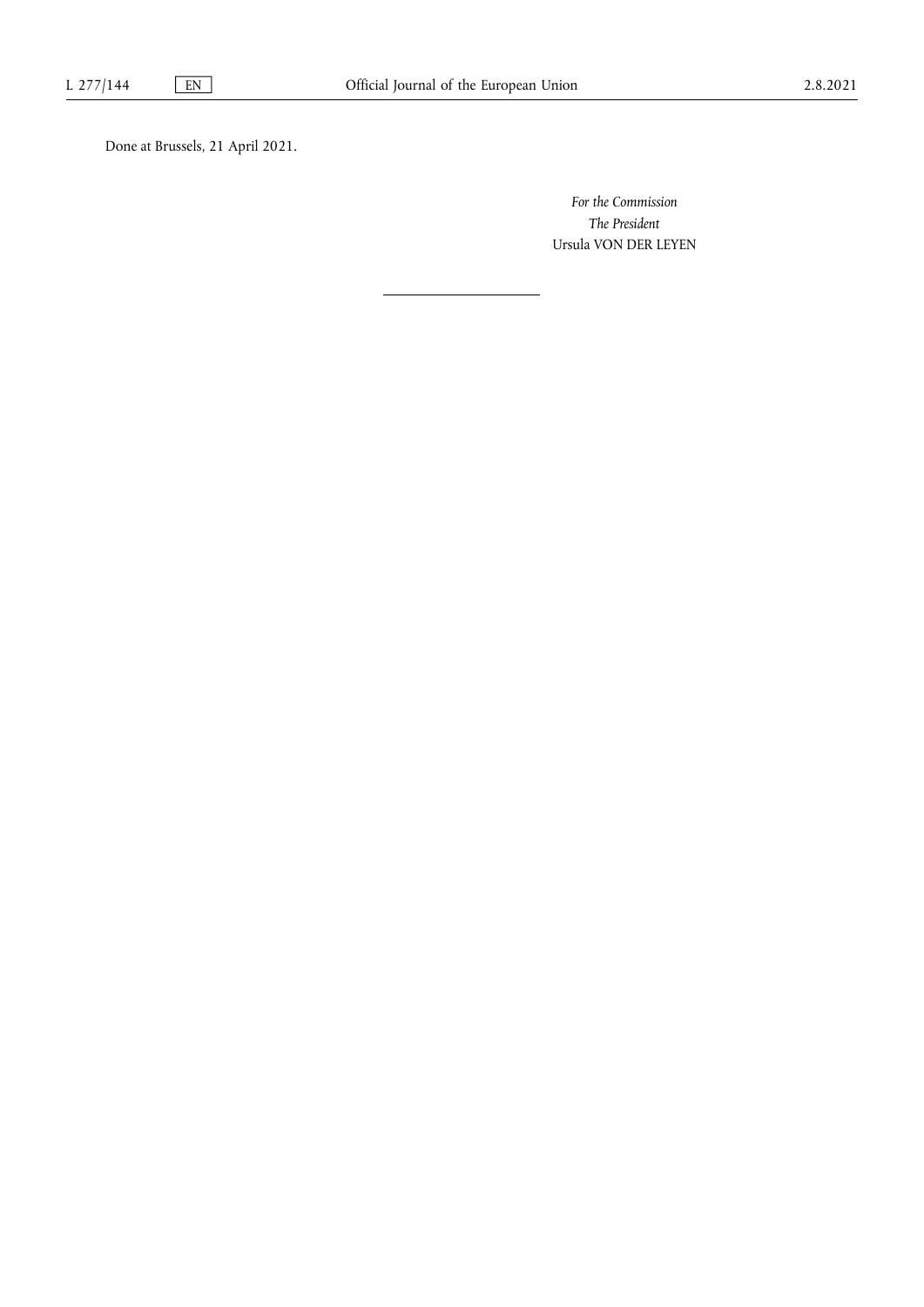Done at Brussels, 21 April 2021.

*For the Commission*

*The President*

Ursula VON DER LEYEN